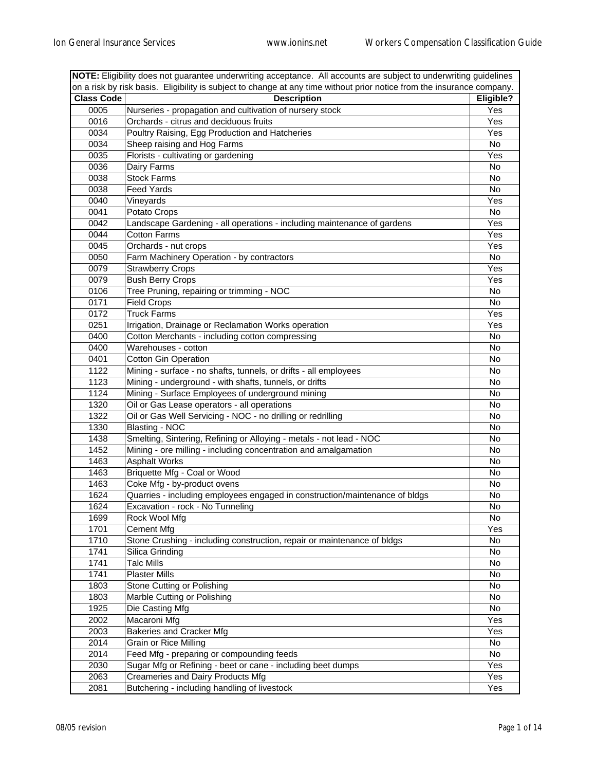**NOTE:** Eligibility does not guarantee underwriting acceptance. All accounts are subject to underwriting guidelines on a risk by risk basis. Eligibility is subject to change at any time without prior notice from the insurance company.

| Class Code | Description | Eligible? |
|---|---|---|
| 0005 | Nurseries - propagation and cultivation of nursery stock | Yes |
| 0016 | Orchards - citrus and deciduous fruits | Yes |
| 0034 | Poultry Raising, Egg Production and Hatcheries | Yes |
| 0034 | Sheep raising and Hog Farms | No |
| 0035 | Florists - cultivating or gardening | Yes |
| 0036 | Dairy Farms | No |
| 0038 | Stock Farms | No |
| 0038 | Feed Yards | No |
| 0040 | Vineyards | Yes |
| 0041 | Potato Crops | No |
| 0042 | Landscape Gardening - all operations - including maintenance of gardens | Yes |
| 0044 | Cotton Farms | Yes |
| 0045 | Orchards - nut crops | Yes |
| 0050 | Farm Machinery Operation - by contractors | No |
| 0079 | Strawberry Crops | Yes |
| 0079 | Bush Berry Crops | Yes |
| 0106 | Tree Pruning, repairing or trimming - NOC | No |
| 0171 | Field Crops | No |
| 0172 | Truck Farms | Yes |
| 0251 | Irrigation, Drainage or Reclamation Works operation | Yes |
| 0400 | Cotton Merchants - including cotton compressing | No |
| 0400 | Warehouses - cotton | No |
| 0401 | Cotton Gin Operation | No |
| 1122 | Mining - surface - no shafts, tunnels, or drifts - all employees | No |
| 1123 | Mining - underground - with shafts, tunnels, or drifts | No |
| 1124 | Mining - Surface Employees of underground mining | No |
| 1320 | Oil or Gas Lease operators - all operations | No |
| 1322 | Oil or Gas Well Servicing - NOC - no drilling or redrilling | No |
| 1330 | Blasting - NOC | No |
| 1438 | Smelting, Sintering, Refining or Alloying - metals - not lead - NOC | No |
| 1452 | Mining - ore milling - including concentration and amalgamation | No |
| 1463 | Asphalt Works | No |
| 1463 | Briquette Mfg - Coal or Wood | No |
| 1463 | Coke Mfg - by-product ovens | No |
| 1624 | Quarries - including employees engaged in construction/maintenance of bldgs | No |
| 1624 | Excavation - rock - No Tunneling | No |
| 1699 | Rock Wool Mfg | No |
| 1701 | Cement Mfg | Yes |
| 1710 | Stone Crushing - including construction, repair or maintenance of bldgs | No |
| 1741 | Silica Grinding | No |
| 1741 | Talc Mills | No |
| 1741 | Plaster Mills | No |
| 1803 | Stone Cutting or Polishing | No |
| 1803 | Marble Cutting or Polishing | No |
| 1925 | Die Casting Mfg | No |
| 2002 | Macaroni Mfg | Yes |
| 2003 | Bakeries and Cracker Mfg | Yes |
| 2014 | Grain or Rice Milling | No |
| 2014 | Feed Mfg - preparing or compounding feeds | No |
| 2030 | Sugar Mfg or Refining - beet or cane - including beet dumps | Yes |
| 2063 | Creameries and Dairy Products Mfg | Yes |
| 2081 | Butchering - including handling of livestock | Yes |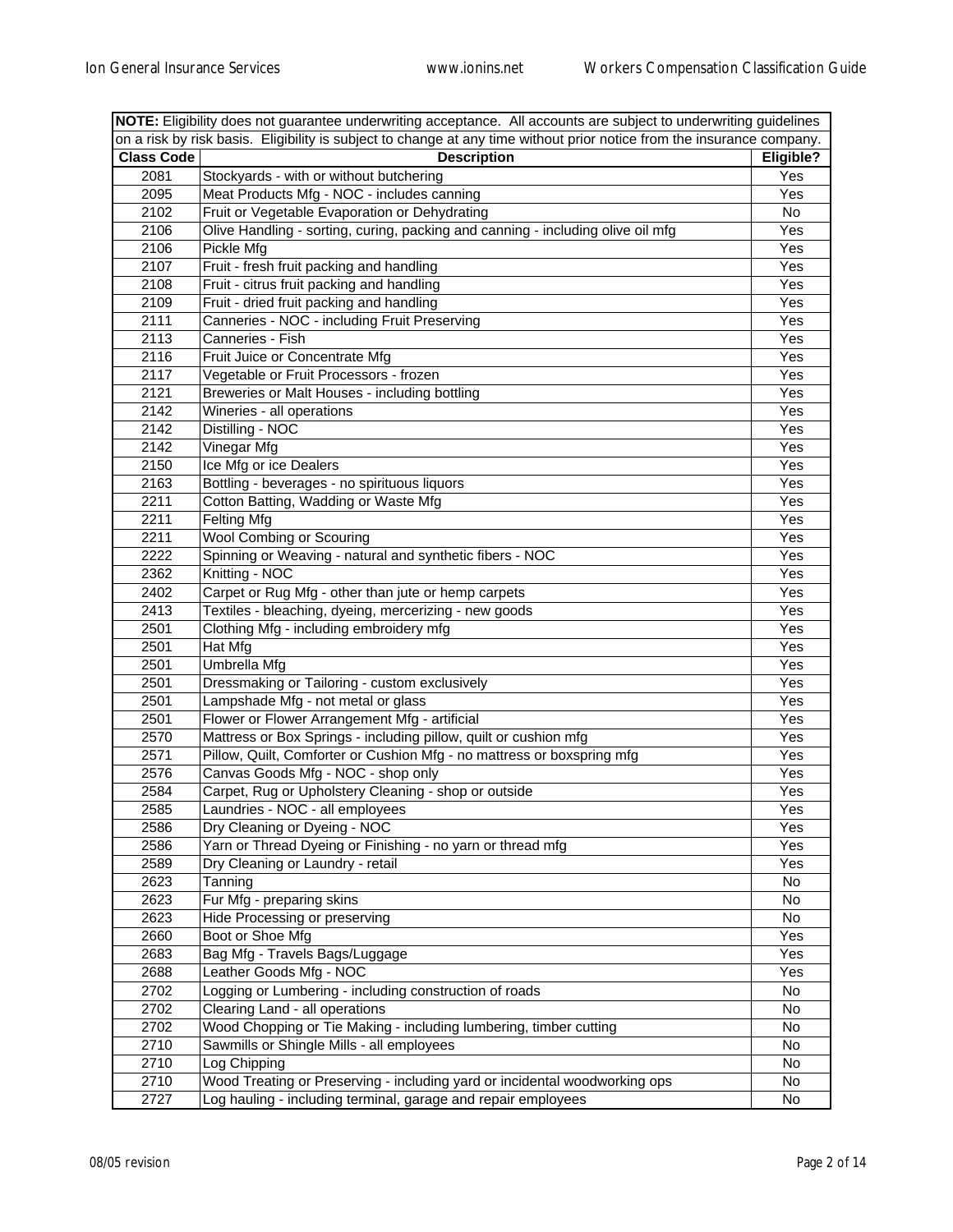| **NOTE:** Eligibility does not guarantee underwriting acceptance. All accounts are subject to underwriting guidelines on a risk by risk basis. Eligibility is subject to change at any time without prior notice from the insurance company. | | |
|---|---|---|
| **Class Code** | **Description** | **Eligible?** |
| 2081 | Stockyards - with or without butchering | Yes |
| 2095 | Meat Products Mfg - NOC - includes canning | Yes |
| 2102 | Fruit or Vegetable Evaporation or Dehydrating | No |
| 2106 | Olive Handling - sorting, curing, packing and canning - including olive oil mfg | Yes |
| 2106 | Pickle Mfg | Yes |
| 2107 | Fruit - fresh fruit packing and handling | Yes |
| 2108 | Fruit - citrus fruit packing and handling | Yes |
| 2109 | Fruit - dried fruit packing and handling | Yes |
| 2111 | Canneries - NOC - including Fruit Preserving | Yes |
| 2113 | Canneries - Fish | Yes |
| 2116 | Fruit Juice or Concentrate Mfg | Yes |
| 2117 | Vegetable or Fruit Processors - frozen | Yes |
| 2121 | Breweries or Malt Houses - including bottling | Yes |
| 2142 | Wineries - all operations | Yes |
| 2142 | Distilling - NOC | Yes |
| 2142 | Vinegar Mfg | Yes |
| 2150 | Ice Mfg or ice Dealers | Yes |
| 2163 | Bottling - beverages - no spirituous liquors | Yes |
| 2211 | Cotton Batting, Wadding or Waste Mfg | Yes |
| 2211 | Felting Mfg | Yes |
| 2211 | Wool Combing or Scouring | Yes |
| 2222 | Spinning or Weaving - natural and synthetic fibers - NOC | Yes |
| 2362 | Knitting - NOC | Yes |
| 2402 | Carpet or Rug Mfg - other than jute or hemp carpets | Yes |
| 2413 | Textiles - bleaching, dyeing, mercerizing - new goods | Yes |
| 2501 | Clothing Mfg - including embroidery mfg | Yes |
| 2501 | Hat Mfg | Yes |
| 2501 | Umbrella Mfg | Yes |
| 2501 | Dressmaking or Tailoring - custom exclusively | Yes |
| 2501 | Lampshade Mfg - not metal or glass | Yes |
| 2501 | Flower or Flower Arrangement Mfg - artificial | Yes |
| 2570 | Mattress or Box Springs - including pillow, quilt or cushion mfg | Yes |
| 2571 | Pillow, Quilt, Comforter or Cushion Mfg - no mattress or boxspring mfg | Yes |
| 2576 | Canvas Goods Mfg - NOC - shop only | Yes |
| 2584 | Carpet, Rug or Upholstery Cleaning - shop or outside | Yes |
| 2585 | Laundries - NOC - all employees | Yes |
| 2586 | Dry Cleaning or Dyeing - NOC | Yes |
| 2586 | Yarn or Thread Dyeing or Finishing - no yarn or thread mfg | Yes |
| 2589 | Dry Cleaning or Laundry - retail | Yes |
| 2623 | Tanning | No |
| 2623 | Fur Mfg - preparing skins | No |
| 2623 | Hide Processing or preserving | No |
| 2660 | Boot or Shoe Mfg | Yes |
| 2683 | Bag Mfg - Travels Bags/Luggage | Yes |
| 2688 | Leather Goods Mfg - NOC | Yes |
| 2702 | Logging or Lumbering - including construction of roads | No |
| 2702 | Clearing Land - all operations | No |
| 2702 | Wood Chopping or Tie Making - including lumbering, timber cutting | No |
| 2710 | Sawmills or Shingle Mills - all employees | No |
| 2710 | Log Chipping | No |
| 2710 | Wood Treating or Preserving - including yard or incidental woodworking ops | No |
| 2727 | Log hauling - including terminal, garage and repair employees | No |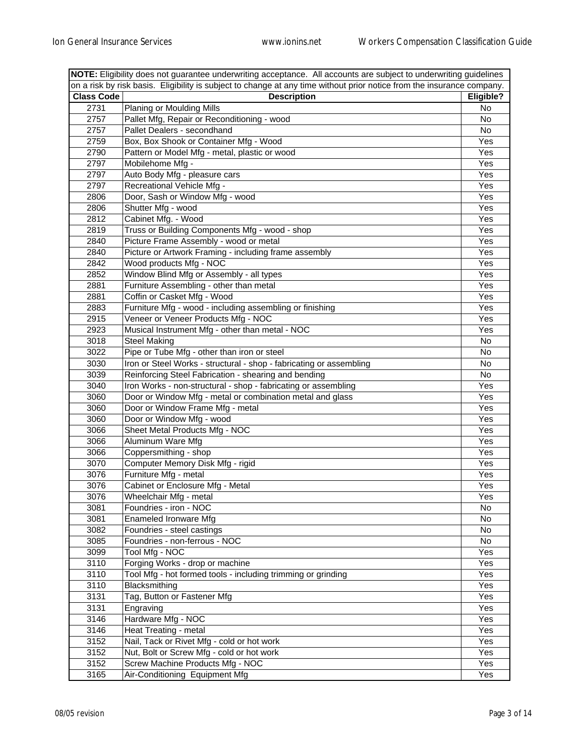| **NOTE:** Eligibility does not guarantee underwriting acceptance. All accounts are subject to underwriting guidelines on a risk by risk basis. Eligibility is subject to change at any time without prior notice from the insurance company. | | |
|---|---|---|
| **Class Code** | **Description** | **Eligible?** |
| 2731 | Planing or Moulding Mills | No |
| 2757 | Pallet Mfg, Repair or Reconditioning - wood | No |
| 2757 | Pallet Dealers - secondhand | No |
| 2759 | Box, Box Shook or Container Mfg - Wood | Yes |
| 2790 | Pattern or Model Mfg - metal, plastic or wood | Yes |
| 2797 | Mobilehome Mfg - | Yes |
| 2797 | Auto Body Mfg - pleasure cars | Yes |
| 2797 | Recreational Vehicle Mfg - | Yes |
| 2806 | Door, Sash or Window Mfg - wood | Yes |
| 2806 | Shutter Mfg - wood | Yes |
| 2812 | Cabinet Mfg. - Wood | Yes |
| 2819 | Truss or Building Components Mfg - wood - shop | Yes |
| 2840 | Picture Frame Assembly - wood or metal | Yes |
| 2840 | Picture or Artwork Framing - including frame assembly | Yes |
| 2842 | Wood products Mfg - NOC | Yes |
| 2852 | Window Blind Mfg or Assembly - all types | Yes |
| 2881 | Furniture Assembling - other than metal | Yes |
| 2881 | Coffin or Casket Mfg - Wood | Yes |
| 2883 | Furniture Mfg - wood - including assembling or finishing | Yes |
| 2915 | Veneer or Veneer Products Mfg - NOC | Yes |
| 2923 | Musical Instrument Mfg - other than metal - NOC | Yes |
| 3018 | Steel Making | No |
| 3022 | Pipe or Tube Mfg - other than iron or steel | No |
| 3030 | Iron or Steel Works - structural - shop - fabricating or assembling | No |
| 3039 | Reinforcing Steel Fabrication - shearing and bending | No |
| 3040 | Iron Works - non-structural - shop - fabricating or assembling | Yes |
| 3060 | Door or Window Mfg - metal or combination metal and glass | Yes |
| 3060 | Door or Window Frame Mfg - metal | Yes |
| 3060 | Door or Window Mfg - wood | Yes |
| 3066 | Sheet Metal Products Mfg - NOC | Yes |
| 3066 | Aluminum Ware Mfg | Yes |
| 3066 | Coppersmithing - shop | Yes |
| 3070 | Computer Memory Disk Mfg - rigid | Yes |
| 3076 | Furniture Mfg - metal | Yes |
| 3076 | Cabinet or Enclosure Mfg - Metal | Yes |
| 3076 | Wheelchair Mfg - metal | Yes |
| 3081 | Foundries - iron - NOC | No |
| 3081 | Enameled Ironware Mfg | No |
| 3082 | Foundries - steel castings | No |
| 3085 | Foundries - non-ferrous - NOC | No |
| 3099 | Tool Mfg - NOC | Yes |
| 3110 | Forging Works - drop or machine | Yes |
| 3110 | Tool Mfg - hot formed tools - including trimming or grinding | Yes |
| 3110 | Blacksmithing | Yes |
| 3131 | Tag, Button or Fastener Mfg | Yes |
| 3131 | Engraving | Yes |
| 3146 | Hardware Mfg - NOC | Yes |
| 3146 | Heat Treating - metal | Yes |
| 3152 | Nail, Tack or Rivet Mfg - cold or hot work | Yes |
| 3152 | Nut, Bolt or Screw Mfg - cold or hot work | Yes |
| 3152 | Screw Machine Products Mfg - NOC | Yes |
| 3165 | Air-Conditioning Equipment Mfg | Yes |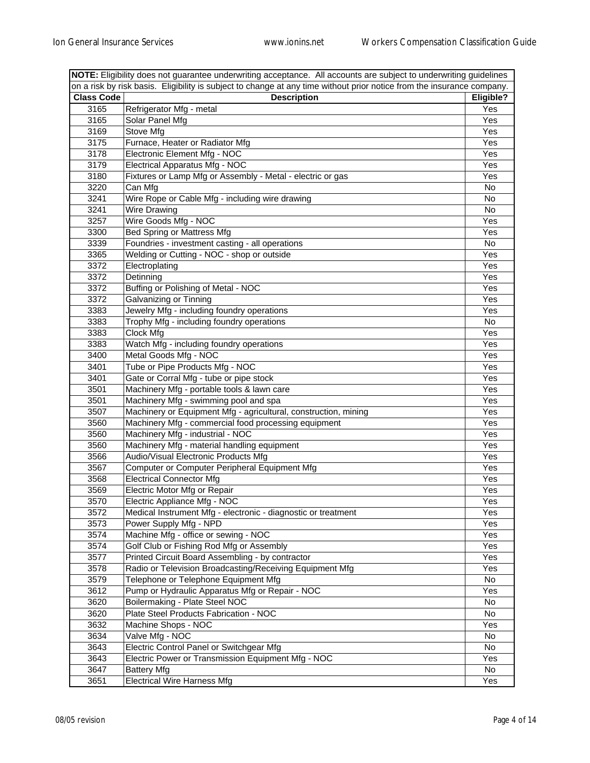| **NOTE:** Eligibility does not guarantee underwriting acceptance. All accounts are subject to underwriting guidelines on a risk by risk basis. Eligibility is subject to change at any time without prior notice from the insurance company. | | |
|---|---|---|
| **Class Code** | **Description** | **Eligible?** |
| 3165 | Refrigerator Mfg - metal | Yes |
| 3165 | Solar Panel Mfg | Yes |
| 3169 | Stove Mfg | Yes |
| 3175 | Furnace, Heater or Radiator Mfg | Yes |
| 3178 | Electronic Element Mfg - NOC | Yes |
| 3179 | Electrical Apparatus Mfg - NOC | Yes |
| 3180 | Fixtures or Lamp Mfg or Assembly - Metal - electric or gas | Yes |
| 3220 | Can Mfg | No |
| 3241 | Wire Rope or Cable Mfg - including wire drawing | No |
| 3241 | Wire Drawing | No |
| 3257 | Wire Goods Mfg - NOC | Yes |
| 3300 | Bed Spring or Mattress Mfg | Yes |
| 3339 | Foundries - investment casting - all operations | No |
| 3365 | Welding or Cutting - NOC - shop or outside | Yes |
| 3372 | Electroplating | Yes |
| 3372 | Detinning | Yes |
| 3372 | Buffing or Polishing of Metal - NOC | Yes |
| 3372 | Galvanizing or Tinning | Yes |
| 3383 | Jewelry Mfg - including foundry operations | Yes |
| 3383 | Trophy Mfg - including foundry operations | No |
| 3383 | Clock Mfg | Yes |
| 3383 | Watch Mfg - including foundry operations | Yes |
| 3400 | Metal Goods Mfg - NOC | Yes |
| 3401 | Tube or Pipe Products Mfg - NOC | Yes |
| 3401 | Gate or Corral Mfg - tube or pipe stock | Yes |
| 3501 | Machinery Mfg - portable tools & lawn care | Yes |
| 3501 | Machinery Mfg - swimming pool and spa | Yes |
| 3507 | Machinery or Equipment Mfg - agricultural, construction, mining | Yes |
| 3560 | Machinery Mfg - commercial food processing equipment | Yes |
| 3560 | Machinery Mfg - industrial - NOC | Yes |
| 3560 | Machinery Mfg - material handling equipment | Yes |
| 3566 | Audio/Visual Electronic Products Mfg | Yes |
| 3567 | Computer or Computer Peripheral Equipment Mfg | Yes |
| 3568 | Electrical Connector Mfg | Yes |
| 3569 | Electric Motor Mfg or Repair | Yes |
| 3570 | Electric Appliance Mfg - NOC | Yes |
| 3572 | Medical Instrument Mfg - electronic - diagnostic or treatment | Yes |
| 3573 | Power Supply Mfg - NPD | Yes |
| 3574 | Machine Mfg - office or sewing - NOC | Yes |
| 3574 | Golf Club or Fishing Rod Mfg or Assembly | Yes |
| 3577 | Printed Circuit Board Assembling - by contractor | Yes |
| 3578 | Radio or Television Broadcasting/Receiving Equipment Mfg | Yes |
| 3579 | Telephone or Telephone Equipment Mfg | No |
| 3612 | Pump or Hydraulic Apparatus Mfg or Repair - NOC | Yes |
| 3620 | Boilermaking - Plate Steel NOC | No |
| 3620 | Plate Steel Products Fabrication - NOC | No |
| 3632 | Machine Shops - NOC | Yes |
| 3634 | Valve Mfg - NOC | No |
| 3643 | Electric Control Panel or Switchgear Mfg | No |
| 3643 | Electric Power or Transmission Equipment Mfg - NOC | Yes |
| 3647 | Battery Mfg | No |
| 3651 | Electrical Wire Harness Mfg | Yes |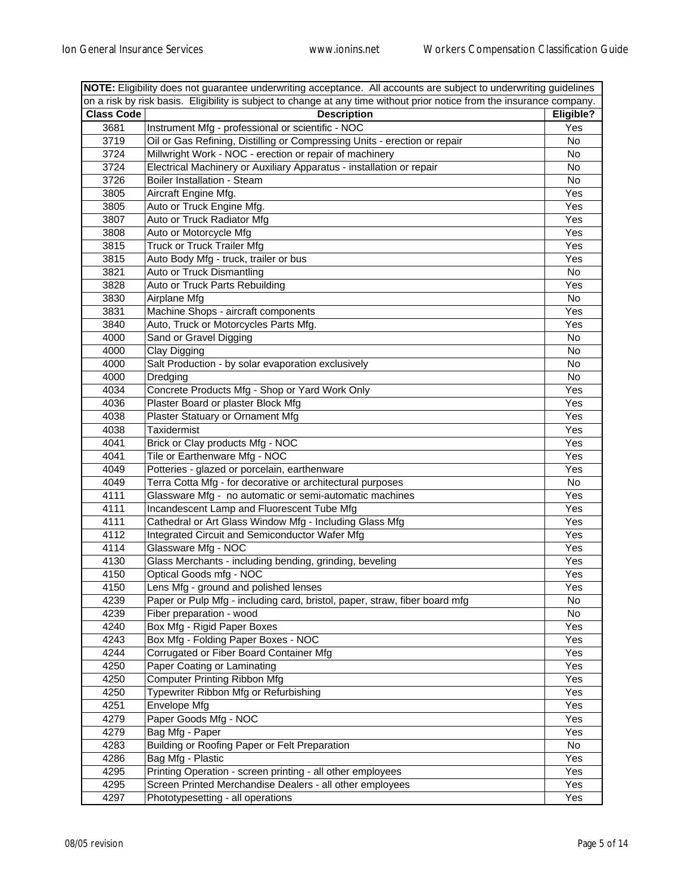**NOTE:** Eligibility does not guarantee underwriting acceptance. All accounts are subject to underwriting guidelines on a risk by risk basis. Eligibility is subject to change at any time without prior notice from the insurance company.

| Class Code | Description | Eligible? |
|---|---|---|
| 3681 | Instrument Mfg - professional or scientific - NOC | Yes |
| 3719 | Oil or Gas Refining, Distilling or Compressing Units - erection or repair | No |
| 3724 | Millwright Work - NOC - erection or repair of machinery | No |
| 3724 | Electrical Machinery or Auxiliary Apparatus - installation or repair | No |
| 3726 | Boiler Installation - Steam | No |
| 3805 | Aircraft Engine Mfg. | Yes |
| 3805 | Auto or Truck Engine Mfg. | Yes |
| 3807 | Auto or Truck Radiator Mfg | Yes |
| 3808 | Auto or Motorcycle Mfg | Yes |
| 3815 | Truck or Truck Trailer Mfg | Yes |
| 3815 | Auto Body Mfg - truck, trailer or bus | Yes |
| 3821 | Auto or Truck Dismantling | No |
| 3828 | Auto or Truck Parts Rebuilding | Yes |
| 3830 | Airplane Mfg | No |
| 3831 | Machine Shops - aircraft components | Yes |
| 3840 | Auto, Truck or Motorcycles Parts Mfg. | Yes |
| 4000 | Sand or Gravel Digging | No |
| 4000 | Clay Digging | No |
| 4000 | Salt Production - by solar evaporation exclusively | No |
| 4000 | Dredging | No |
| 4034 | Concrete Products Mfg - Shop or Yard Work Only | Yes |
| 4036 | Plaster Board or plaster Block Mfg | Yes |
| 4038 | Plaster Statuary or Ornament Mfg | Yes |
| 4038 | Taxidermist | Yes |
| 4041 | Brick or Clay products Mfg - NOC | Yes |
| 4041 | Tile or Earthenware Mfg - NOC | Yes |
| 4049 | Potteries - glazed or porcelain, earthenware | Yes |
| 4049 | Terra Cotta Mfg - for decorative or architectural purposes | No |
| 4111 | Glassware Mfg - no automatic or semi-automatic machines | Yes |
| 4111 | Incandescent Lamp and Fluorescent Tube Mfg | Yes |
| 4111 | Cathedral or Art Glass Window Mfg - Including Glass Mfg | Yes |
| 4112 | Integrated Circuit and Semiconductor Wafer Mfg | Yes |
| 4114 | Glassware Mfg - NOC | Yes |
| 4130 | Glass Merchants - including bending, grinding, beveling | Yes |
| 4150 | Optical Goods mfg - NOC | Yes |
| 4150 | Lens Mfg - ground and polished lenses | Yes |
| 4239 | Paper or Pulp Mfg - including card, bristol, paper, straw, fiber board mfg | No |
| 4239 | Fiber preparation - wood | No |
| 4240 | Box Mfg - Rigid Paper Boxes | Yes |
| 4243 | Box Mfg - Folding Paper Boxes - NOC | Yes |
| 4244 | Corrugated or Fiber Board Container Mfg | Yes |
| 4250 | Paper Coating or Laminating | Yes |
| 4250 | Computer Printing Ribbon Mfg | Yes |
| 4250 | Typewriter Ribbon Mfg or Refurbishing | Yes |
| 4251 | Envelope Mfg | Yes |
| 4279 | Paper Goods Mfg - NOC | Yes |
| 4279 | Bag Mfg - Paper | Yes |
| 4283 | Building or Roofing Paper or Felt Preparation | No |
| 4286 | Bag Mfg - Plastic | Yes |
| 4295 | Printing Operation - screen printing - all other employees | Yes |
| 4295 | Screen Printed Merchandise Dealers - all other employees | Yes |
| 4297 | Phototypesetting - all operations | Yes |

08/05 revision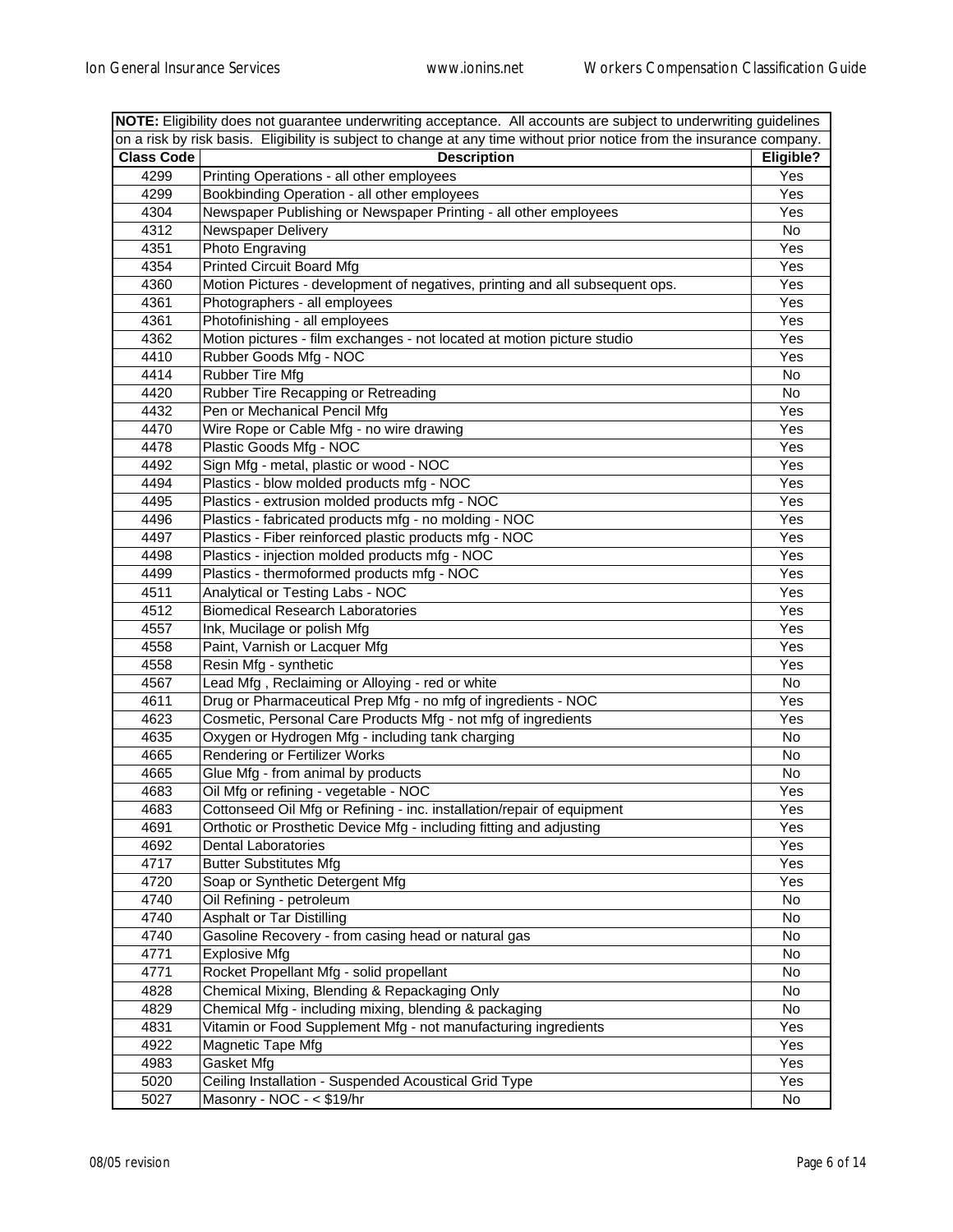**NOTE:** Eligibility does not guarantee underwriting acceptance. All accounts are subject to underwriting guidelines on a risk by risk basis. Eligibility is subject to change at any time without prior notice from the insurance company.

| Class Code | Description | Eligible? |
|---|---|---|
| 4299 | Printing Operations - all other employees | Yes |
| 4299 | Bookbinding Operation - all other employees | Yes |
| 4304 | Newspaper Publishing or Newspaper Printing - all other employees | Yes |
| 4312 | Newspaper Delivery | No |
| 4351 | Photo Engraving | Yes |
| 4354 | Printed Circuit Board Mfg | Yes |
| 4360 | Motion Pictures - development of negatives, printing and all subsequent ops. | Yes |
| 4361 | Photographers - all employees | Yes |
| 4361 | Photofinishing - all employees | Yes |
| 4362 | Motion pictures - film exchanges - not located at motion picture studio | Yes |
| 4410 | Rubber Goods Mfg - NOC | Yes |
| 4414 | Rubber Tire Mfg | No |
| 4420 | Rubber Tire Recapping or Retreading | No |
| 4432 | Pen or Mechanical Pencil Mfg | Yes |
| 4470 | Wire Rope or Cable Mfg - no wire drawing | Yes |
| 4478 | Plastic Goods Mfg - NOC | Yes |
| 4492 | Sign Mfg - metal, plastic or wood - NOC | Yes |
| 4494 | Plastics - blow molded products mfg - NOC | Yes |
| 4495 | Plastics - extrusion molded products mfg - NOC | Yes |
| 4496 | Plastics - fabricated products mfg - no molding - NOC | Yes |
| 4497 | Plastics - Fiber reinforced plastic products mfg - NOC | Yes |
| 4498 | Plastics - injection molded products mfg - NOC | Yes |
| 4499 | Plastics - thermoformed products mfg - NOC | Yes |
| 4511 | Analytical or Testing Labs - NOC | Yes |
| 4512 | Biomedical Research Laboratories | Yes |
| 4557 | Ink, Mucilage or polish Mfg | Yes |
| 4558 | Paint, Varnish or Lacquer Mfg | Yes |
| 4558 | Resin Mfg - synthetic | Yes |
| 4567 | Lead Mfg , Reclaiming or Alloying - red or white | No |
| 4611 | Drug or Pharmaceutical Prep Mfg - no mfg of ingredients - NOC | Yes |
| 4623 | Cosmetic, Personal Care Products Mfg - not mfg of ingredients | Yes |
| 4635 | Oxygen or Hydrogen Mfg - including tank charging | No |
| 4665 | Rendering or Fertilizer Works | No |
| 4665 | Glue Mfg - from animal by products | No |
| 4683 | Oil Mfg or refining - vegetable - NOC | Yes |
| 4683 | Cottonseed Oil Mfg or Refining - inc. installation/repair of equipment | Yes |
| 4691 | Orthotic or Prosthetic Device Mfg - including fitting and adjusting | Yes |
| 4692 | Dental Laboratories | Yes |
| 4717 | Butter Substitutes Mfg | Yes |
| 4720 | Soap or Synthetic Detergent Mfg | Yes |
| 4740 | Oil Refining - petroleum | No |
| 4740 | Asphalt or Tar Distilling | No |
| 4740 | Gasoline Recovery - from casing head or natural gas | No |
| 4771 | Explosive Mfg | No |
| 4771 | Rocket Propellant Mfg - solid propellant | No |
| 4828 | Chemical Mixing, Blending & Repackaging Only | No |
| 4829 | Chemical Mfg - including mixing, blending & packaging | No |
| 4831 | Vitamin or Food Supplement Mfg - not manufacturing ingredients | Yes |
| 4922 | Magnetic Tape Mfg | Yes |
| 4983 | Gasket Mfg | Yes |
| 5020 | Ceiling Installation - Suspended Acoustical Grid Type | Yes |
| 5027 | Masonry - NOC - < $19/hr | No |

08/05 revision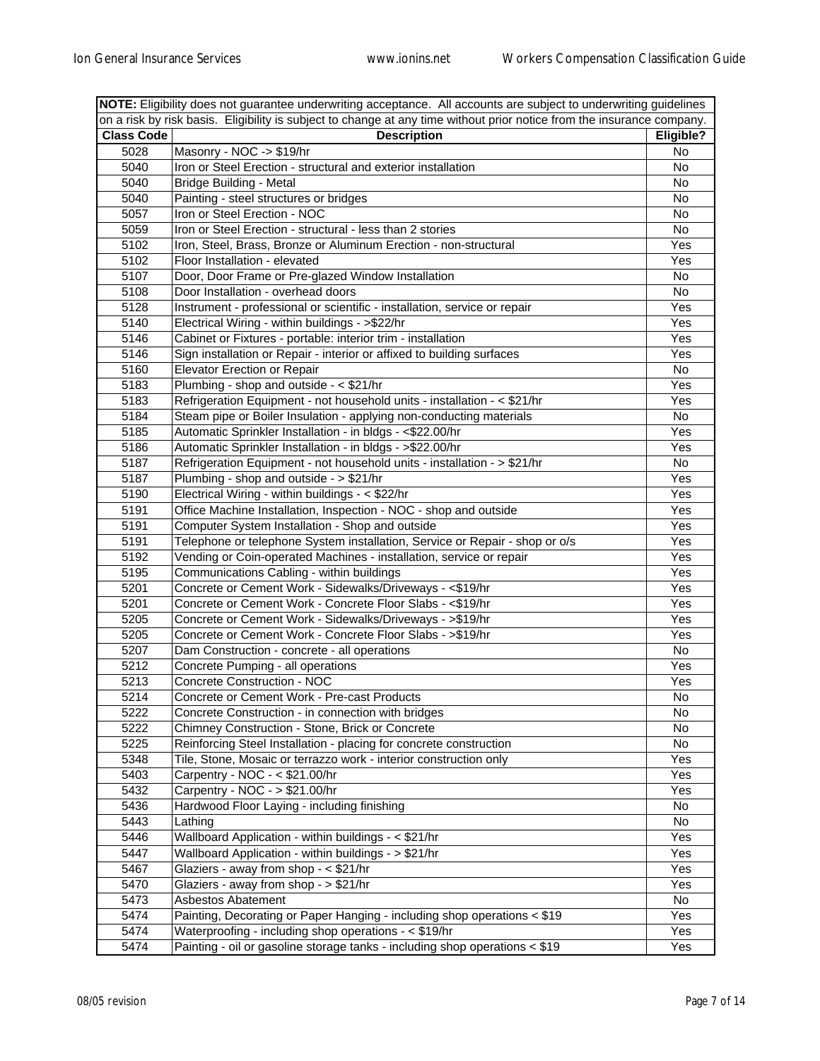**NOTE:** Eligibility does not guarantee underwriting acceptance. All accounts are subject to underwriting guidelines on a risk by risk basis. Eligibility is subject to change at any time without prior notice from the insurance company.

| Class Code | Description | Eligible? |
|---|---|---|
| 5028 | Masonry - NOC -> $19/hr | No |
| 5040 | Iron or Steel Erection - structural and exterior installation | No |
| 5040 | Bridge Building - Metal | No |
| 5040 | Painting - steel structures or bridges | No |
| 5057 | Iron or Steel Erection - NOC | No |
| 5059 | Iron or Steel Erection - structural - less than 2 stories | No |
| 5102 | Iron, Steel, Brass, Bronze or Aluminum Erection - non-structural | Yes |
| 5102 | Floor Installation - elevated | Yes |
| 5107 | Door, Door Frame or Pre-glazed Window Installation | No |
| 5108 | Door Installation - overhead doors | No |
| 5128 | Instrument - professional or scientific - installation, service or repair | Yes |
| 5140 | Electrical Wiring - within buildings - >$22/hr | Yes |
| 5146 | Cabinet or Fixtures - portable: interior trim - installation | Yes |
| 5146 | Sign installation or Repair - interior or affixed to building surfaces | Yes |
| 5160 | Elevator Erection or Repair | No |
| 5183 | Plumbing - shop and outside - < $21/hr | Yes |
| 5183 | Refrigeration Equipment - not household units - installation - < $21/hr | Yes |
| 5184 | Steam pipe or Boiler Insulation - applying non-conducting materials | No |
| 5185 | Automatic Sprinkler Installation - in bldgs - <$22.00/hr | Yes |
| 5186 | Automatic Sprinkler Installation - in bldgs - >$22.00/hr | Yes |
| 5187 | Refrigeration Equipment - not household units - installation - > $21/hr | No |
| 5187 | Plumbing - shop and outside - > $21/hr | Yes |
| 5190 | Electrical Wiring - within buildings - < $22/hr | Yes |
| 5191 | Office Machine Installation, Inspection - NOC - shop and outside | Yes |
| 5191 | Computer System Installation - Shop and outside | Yes |
| 5191 | Telephone or telephone System installation, Service or Repair - shop or o/s | Yes |
| 5192 | Vending or Coin-operated Machines - installation, service or repair | Yes |
| 5195 | Communications Cabling - within buildings | Yes |
| 5201 | Concrete or Cement Work - Sidewalks/Driveways - <$19/hr | Yes |
| 5201 | Concrete or Cement Work - Concrete Floor Slabs - <$19/hr | Yes |
| 5205 | Concrete or Cement Work - Sidewalks/Driveways - >$19/hr | Yes |
| 5205 | Concrete or Cement Work - Concrete Floor Slabs - >$19/hr | Yes |
| 5207 | Dam Construction - concrete - all operations | No |
| 5212 | Concrete Pumping - all operations | Yes |
| 5213 | Concrete Construction - NOC | Yes |
| 5214 | Concrete or Cement Work - Pre-cast Products | No |
| 5222 | Concrete Construction - in connection with bridges | No |
| 5222 | Chimney Construction - Stone, Brick or Concrete | No |
| 5225 | Reinforcing Steel Installation - placing for concrete construction | No |
| 5348 | Tile, Stone, Mosaic or terrazzo work - interior construction only | Yes |
| 5403 | Carpentry - NOC - < $21.00/hr | Yes |
| 5432 | Carpentry - NOC - > $21.00/hr | Yes |
| 5436 | Hardwood Floor Laying - including finishing | No |
| 5443 | Lathing | No |
| 5446 | Wallboard Application - within buildings - < $21/hr | Yes |
| 5447 | Wallboard Application - within buildings - > $21/hr | Yes |
| 5467 | Glaziers - away from shop - < $21/hr | Yes |
| 5470 | Glaziers - away from shop - > $21/hr | Yes |
| 5473 | Asbestos Abatement | No |
| 5474 | Painting, Decorating or Paper Hanging - including shop operations < $19 | Yes |
| 5474 | Waterproofing - including shop operations - < $19/hr | Yes |
| 5474 | Painting - oil or gasoline storage tanks - including shop operations < $19 | Yes |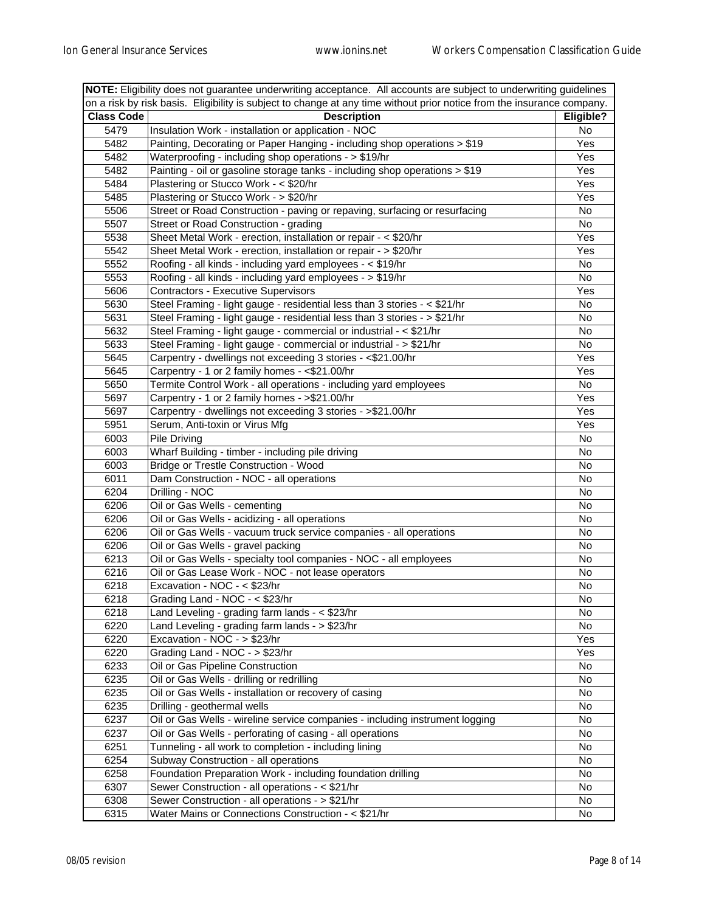**NOTE:** Eligibility does not guarantee underwriting acceptance. All accounts are subject to underwriting guidelines on a risk by risk basis. Eligibility is subject to change at any time without prior notice from the insurance company.

| Class Code | Description | Eligible? |
|---|---|---|
| 5479 | Insulation Work - installation or application - NOC | No |
| 5482 | Painting, Decorating or Paper Hanging - including shop operations > $19 | Yes |
| 5482 | Waterproofing - including shop operations - > $19/hr | Yes |
| 5482 | Painting - oil or gasoline storage tanks - including shop operations > $19 | Yes |
| 5484 | Plastering or Stucco Work - < $20/hr | Yes |
| 5485 | Plastering or Stucco Work - > $20/hr | Yes |
| 5506 | Street or Road Construction - paving or repaving, surfacing or resurfacing | No |
| 5507 | Street or Road Construction - grading | No |
| 5538 | Sheet Metal Work - erection, installation or repair - < $20/hr | Yes |
| 5542 | Sheet Metal Work - erection, installation or repair - > $20/hr | Yes |
| 5552 | Roofing - all kinds - including yard employees - < $19/hr | No |
| 5553 | Roofing - all kinds - including yard employees - > $19/hr | No |
| 5606 | Contractors - Executive Supervisors | Yes |
| 5630 | Steel Framing - light gauge - residential less than 3 stories - < $21/hr | No |
| 5631 | Steel Framing - light gauge - residential less than 3 stories - > $21/hr | No |
| 5632 | Steel Framing - light gauge - commercial or industrial - < $21/hr | No |
| 5633 | Steel Framing - light gauge - commercial or industrial - > $21/hr | No |
| 5645 | Carpentry - dwellings not exceeding 3 stories - <$21.00/hr | Yes |
| 5645 | Carpentry - 1 or 2 family homes - <$21.00/hr | Yes |
| 5650 | Termite Control Work - all operations - including yard employees | No |
| 5697 | Carpentry - 1 or 2 family homes - >$21.00/hr | Yes |
| 5697 | Carpentry - dwellings not exceeding 3 stories - >$21.00/hr | Yes |
| 5951 | Serum, Anti-toxin or Virus Mfg | Yes |
| 6003 | Pile Driving | No |
| 6003 | Wharf Building - timber - including pile driving | No |
| 6003 | Bridge or Trestle Construction - Wood | No |
| 6011 | Dam Construction - NOC - all operations | No |
| 6204 | Drilling - NOC | No |
| 6206 | Oil or Gas Wells - cementing | No |
| 6206 | Oil or Gas Wells - acidizing - all operations | No |
| 6206 | Oil or Gas Wells - vacuum truck service companies - all operations | No |
| 6206 | Oil or Gas Wells - gravel packing | No |
| 6213 | Oil or Gas Wells - specialty tool companies - NOC - all employees | No |
| 6216 | Oil or Gas Lease Work - NOC - not lease operators | No |
| 6218 | Excavation - NOC - < $23/hr | No |
| 6218 | Grading Land - NOC - < $23/hr | No |
| 6218 | Land Leveling - grading farm lands - < $23/hr | No |
| 6220 | Land Leveling - grading farm lands - > $23/hr | No |
| 6220 | Excavation - NOC - > $23/hr | Yes |
| 6220 | Grading Land - NOC - > $23/hr | Yes |
| 6233 | Oil or Gas Pipeline Construction | No |
| 6235 | Oil or Gas Wells - drilling or redrilling | No |
| 6235 | Oil or Gas Wells - installation or recovery of casing | No |
| 6235 | Drilling - geothermal wells | No |
| 6237 | Oil or Gas Wells - wireline service companies - including instrument logging | No |
| 6237 | Oil or Gas Wells - perforating of casing - all operations | No |
| 6251 | Tunneling - all work to completion - including lining | No |
| 6254 | Subway Construction - all operations | No |
| 6258 | Foundation Preparation Work - including foundation drilling | No |
| 6307 | Sewer Construction - all operations - < $21/hr | No |
| 6308 | Sewer Construction - all operations - > $21/hr | No |
| 6315 | Water Mains or Connections Construction - < $21/hr | No |

08/05 revision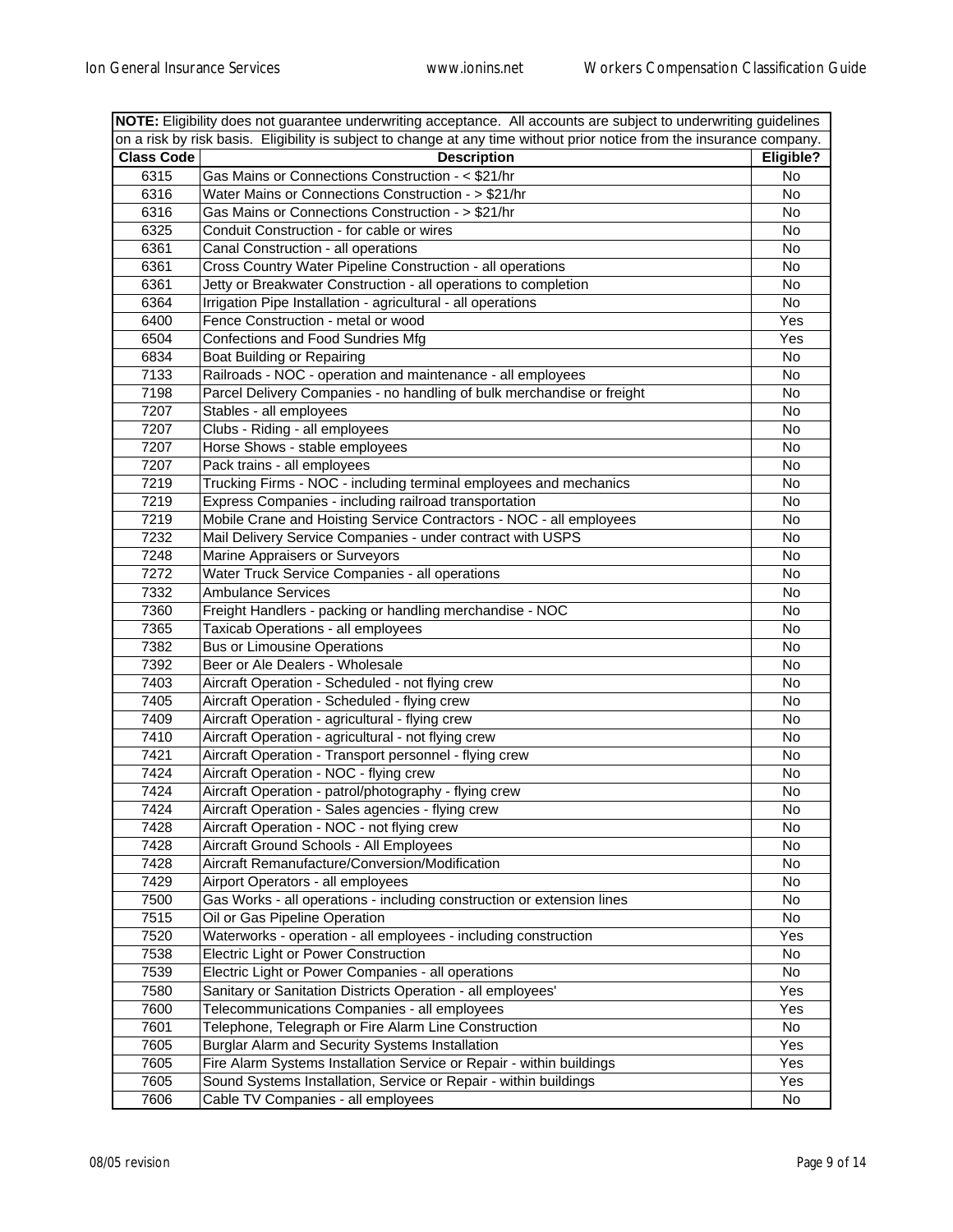**NOTE:** Eligibility does not guarantee underwriting acceptance. All accounts are subject to underwriting guidelines on a risk by risk basis. Eligibility is subject to change at any time without prior notice from the insurance company.

| Class Code | Description | Eligible? |
|---|---|---|
| 6315 | Gas Mains or Connections Construction - < $21/hr | No |
| 6316 | Water Mains or Connections Construction - > $21/hr | No |
| 6316 | Gas Mains or Connections Construction - > $21/hr | No |
| 6325 | Conduit Construction - for cable or wires | No |
| 6361 | Canal Construction - all operations | No |
| 6361 | Cross Country Water Pipeline Construction - all operations | No |
| 6361 | Jetty or Breakwater Construction - all operations to completion | No |
| 6364 | Irrigation Pipe Installation - agricultural - all operations | No |
| 6400 | Fence Construction - metal or wood | Yes |
| 6504 | Confections and Food Sundries Mfg | Yes |
| 6834 | Boat Building or Repairing | No |
| 7133 | Railroads - NOC - operation and maintenance - all employees | No |
| 7198 | Parcel Delivery Companies - no handling of bulk merchandise or freight | No |
| 7207 | Stables - all employees | No |
| 7207 | Clubs - Riding - all employees | No |
| 7207 | Horse Shows - stable employees | No |
| 7207 | Pack trains - all employees | No |
| 7219 | Trucking Firms - NOC - including terminal employees and mechanics | No |
| 7219 | Express Companies - including railroad transportation | No |
| 7219 | Mobile Crane and Hoisting Service Contractors - NOC - all employees | No |
| 7232 | Mail Delivery Service Companies - under contract with USPS | No |
| 7248 | Marine Appraisers or Surveyors | No |
| 7272 | Water Truck Service Companies - all operations | No |
| 7332 | Ambulance Services | No |
| 7360 | Freight Handlers - packing or handling merchandise - NOC | No |
| 7365 | Taxicab Operations - all employees | No |
| 7382 | Bus or Limousine Operations | No |
| 7392 | Beer or Ale Dealers - Wholesale | No |
| 7403 | Aircraft Operation - Scheduled - not flying crew | No |
| 7405 | Aircraft Operation - Scheduled - flying crew | No |
| 7409 | Aircraft Operation - agricultural - flying crew | No |
| 7410 | Aircraft Operation - agricultural - not flying crew | No |
| 7421 | Aircraft Operation - Transport personnel - flying crew | No |
| 7424 | Aircraft Operation - NOC - flying crew | No |
| 7424 | Aircraft Operation - patrol/photography - flying crew | No |
| 7424 | Aircraft Operation - Sales agencies - flying crew | No |
| 7428 | Aircraft Operation - NOC - not flying crew | No |
| 7428 | Aircraft Ground Schools - All Employees | No |
| 7428 | Aircraft Remanufacture/Conversion/Modification | No |
| 7429 | Airport Operators - all employees | No |
| 7500 | Gas Works - all operations - including construction or extension lines | No |
| 7515 | Oil or Gas Pipeline Operation | No |
| 7520 | Waterworks - operation - all employees - including construction | Yes |
| 7538 | Electric Light or Power Construction | No |
| 7539 | Electric Light or Power Companies - all operations | No |
| 7580 | Sanitary or Sanitation Districts Operation - all employees' | Yes |
| 7600 | Telecommunications Companies - all employees | Yes |
| 7601 | Telephone, Telegraph or Fire Alarm Line Construction | No |
| 7605 | Burglar Alarm and Security Systems Installation | Yes |
| 7605 | Fire Alarm Systems Installation Service or Repair - within buildings | Yes |
| 7605 | Sound Systems Installation, Service or Repair - within buildings | Yes |
| 7606 | Cable TV Companies - all employees | No |

08/05 revision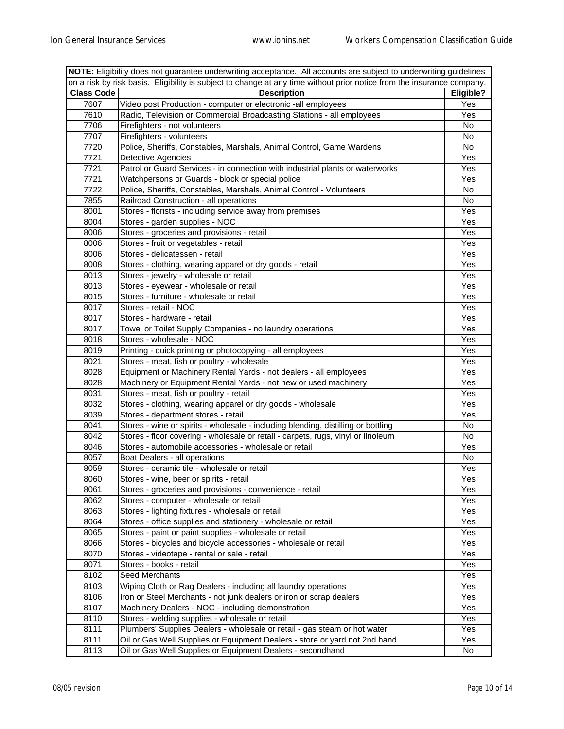**NOTE:** Eligibility does not guarantee underwriting acceptance. All accounts are subject to underwriting guidelines on a risk by risk basis. Eligibility is subject to change at any time without prior notice from the insurance company.

| Class Code | Description | Eligible? |
|---|---|---|
| 7607 | Video post Production - computer or electronic -all employees | Yes |
| 7610 | Radio, Television or Commercial Broadcasting Stations - all employees | Yes |
| 7706 | Firefighters - not volunteers | No |
| 7707 | Firefighters - volunteers | No |
| 7720 | Police, Sheriffs, Constables, Marshals, Animal Control, Game Wardens | No |
| 7721 | Detective Agencies | Yes |
| 7721 | Patrol or Guard Services - in connection with industrial plants or waterworks | Yes |
| 7721 | Watchpersons or Guards - block or special police | Yes |
| 7722 | Police, Sheriffs, Constables, Marshals, Animal Control - Volunteers | No |
| 7855 | Railroad Construction - all operations | No |
| 8001 | Stores - florists - including service away from premises | Yes |
| 8004 | Stores - garden supplies - NOC | Yes |
| 8006 | Stores - groceries and provisions - retail | Yes |
| 8006 | Stores - fruit or vegetables - retail | Yes |
| 8006 | Stores - delicatessen - retail | Yes |
| 8008 | Stores - clothing, wearing apparel or dry goods - retail | Yes |
| 8013 | Stores - jewelry - wholesale or retail | Yes |
| 8013 | Stores - eyewear - wholesale or retail | Yes |
| 8015 | Stores - furniture - wholesale or retail | Yes |
| 8017 | Stores - retail - NOC | Yes |
| 8017 | Stores - hardware - retail | Yes |
| 8017 | Towel or Toilet Supply Companies - no laundry operations | Yes |
| 8018 | Stores - wholesale - NOC | Yes |
| 8019 | Printing - quick printing or photocopying - all employees | Yes |
| 8021 | Stores - meat, fish or poultry - wholesale | Yes |
| 8028 | Equipment or Machinery Rental Yards - not dealers - all employees | Yes |
| 8028 | Machinery or Equipment Rental Yards - not new or used machinery | Yes |
| 8031 | Stores - meat, fish or poultry - retail | Yes |
| 8032 | Stores - clothing, wearing apparel or dry goods - wholesale | Yes |
| 8039 | Stores - department stores - retail | Yes |
| 8041 | Stores - wine or spirits - wholesale - including blending, distilling or bottling | No |
| 8042 | Stores - floor covering - wholesale or retail - carpets, rugs, vinyl or linoleum | No |
| 8046 | Stores - automobile accessories - wholesale or retail | Yes |
| 8057 | Boat Dealers - all operations | No |
| 8059 | Stores - ceramic tile - wholesale or retail | Yes |
| 8060 | Stores - wine, beer or spirits - retail | Yes |
| 8061 | Stores - groceries and provisions - convenience - retail | Yes |
| 8062 | Stores - computer - wholesale or retail | Yes |
| 8063 | Stores - lighting fixtures - wholesale or retail | Yes |
| 8064 | Stores - office supplies and stationery - wholesale or retail | Yes |
| 8065 | Stores - paint or paint supplies - wholesale or retail | Yes |
| 8066 | Stores - bicycles and bicycle accessories - wholesale or retail | Yes |
| 8070 | Stores - videotape - rental or sale - retail | Yes |
| 8071 | Stores - books - retail | Yes |
| 8102 | Seed Merchants | Yes |
| 8103 | Wiping Cloth or Rag Dealers - including all laundry operations | Yes |
| 8106 | Iron or Steel Merchants - not junk dealers or iron or scrap dealers | Yes |
| 8107 | Machinery Dealers - NOC - including demonstration | Yes |
| 8110 | Stores - welding supplies - wholesale or retail | Yes |
| 8111 | Plumbers' Supplies Dealers - wholesale or retail - gas steam or hot water | Yes |
| 8111 | Oil or Gas Well Supplies or Equipment Dealers - store or yard not 2nd hand | Yes |
| 8113 | Oil or Gas Well Supplies or Equipment Dealers - secondhand | No |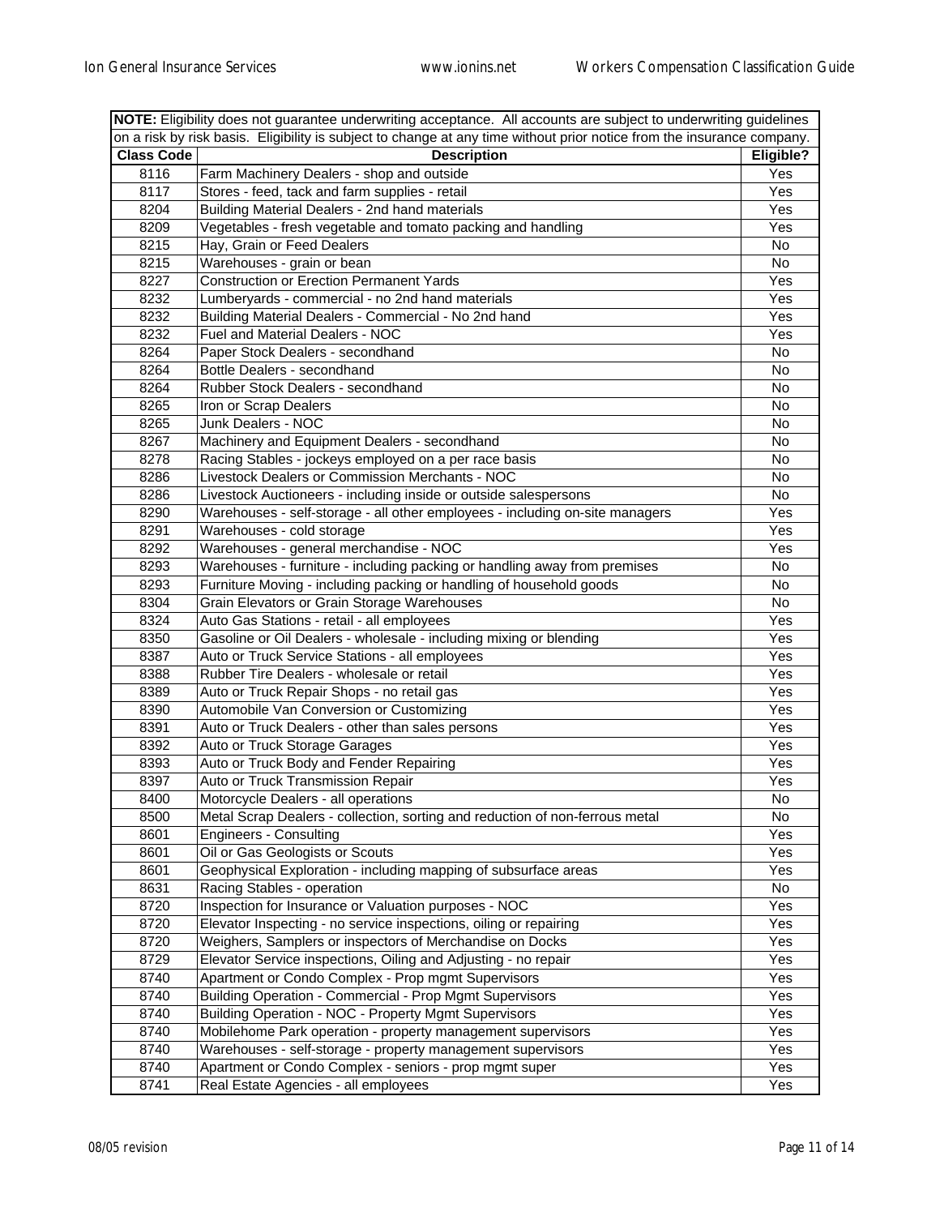**NOTE:** Eligibility does not guarantee underwriting acceptance. All accounts are subject to underwriting guidelines on a risk by risk basis. Eligibility is subject to change at any time without prior notice from the insurance company.

| Class Code | Description | Eligible? |
|---|---|---|
| 8116 | Farm Machinery Dealers - shop and outside | Yes |
| 8117 | Stores - feed, tack and farm supplies - retail | Yes |
| 8204 | Building Material Dealers - 2nd hand materials | Yes |
| 8209 | Vegetables - fresh vegetable and tomato packing and handling | Yes |
| 8215 | Hay, Grain or Feed Dealers | No |
| 8215 | Warehouses - grain or bean | No |
| 8227 | Construction or Erection Permanent Yards | Yes |
| 8232 | Lumberyards - commercial - no 2nd hand materials | Yes |
| 8232 | Building Material Dealers - Commercial - No 2nd hand | Yes |
| 8232 | Fuel and Material Dealers - NOC | Yes |
| 8264 | Paper Stock Dealers - secondhand | No |
| 8264 | Bottle Dealers - secondhand | No |
| 8264 | Rubber Stock Dealers - secondhand | No |
| 8265 | Iron or Scrap Dealers | No |
| 8265 | Junk Dealers - NOC | No |
| 8267 | Machinery and Equipment Dealers - secondhand | No |
| 8278 | Racing Stables - jockeys employed on a per race basis | No |
| 8286 | Livestock Dealers or Commission Merchants - NOC | No |
| 8286 | Livestock Auctioneers - including inside or outside salespersons | No |
| 8290 | Warehouses - self-storage - all other employees - including on-site managers | Yes |
| 8291 | Warehouses - cold storage | Yes |
| 8292 | Warehouses - general merchandise - NOC | Yes |
| 8293 | Warehouses - furniture - including packing or handling away from premises | No |
| 8293 | Furniture Moving - including packing or handling of household goods | No |
| 8304 | Grain Elevators or Grain Storage Warehouses | No |
| 8324 | Auto Gas Stations - retail - all employees | Yes |
| 8350 | Gasoline or Oil Dealers - wholesale - including mixing or blending | Yes |
| 8387 | Auto or Truck Service Stations - all employees | Yes |
| 8388 | Rubber Tire Dealers - wholesale or retail | Yes |
| 8389 | Auto or Truck Repair Shops - no retail gas | Yes |
| 8390 | Automobile Van Conversion or Customizing | Yes |
| 8391 | Auto or Truck Dealers - other than sales persons | Yes |
| 8392 | Auto or Truck Storage Garages | Yes |
| 8393 | Auto or Truck Body and Fender Repairing | Yes |
| 8397 | Auto or Truck Transmission Repair | Yes |
| 8400 | Motorcycle Dealers - all operations | No |
| 8500 | Metal Scrap Dealers - collection, sorting and reduction of non-ferrous metal | No |
| 8601 | Engineers - Consulting | Yes |
| 8601 | Oil or Gas Geologists or Scouts | Yes |
| 8601 | Geophysical Exploration - including mapping of subsurface areas | Yes |
| 8631 | Racing Stables - operation | No |
| 8720 | Inspection for Insurance or Valuation purposes - NOC | Yes |
| 8720 | Elevator Inspecting - no service inspections, oiling or repairing | Yes |
| 8720 | Weighers, Samplers or inspectors of Merchandise on Docks | Yes |
| 8729 | Elevator Service inspections, Oiling and Adjusting - no repair | Yes |
| 8740 | Apartment or Condo Complex - Prop mgmt Supervisors | Yes |
| 8740 | Building Operation - Commercial - Prop Mgmt Supervisors | Yes |
| 8740 | Building Operation - NOC - Property Mgmt Supervisors | Yes |
| 8740 | Mobilehome Park operation - property management supervisors | Yes |
| 8740 | Warehouses - self-storage - property management supervisors | Yes |
| 8740 | Apartment or Condo Complex - seniors - prop mgmt super | Yes |
| 8741 | Real Estate Agencies - all employees | Yes |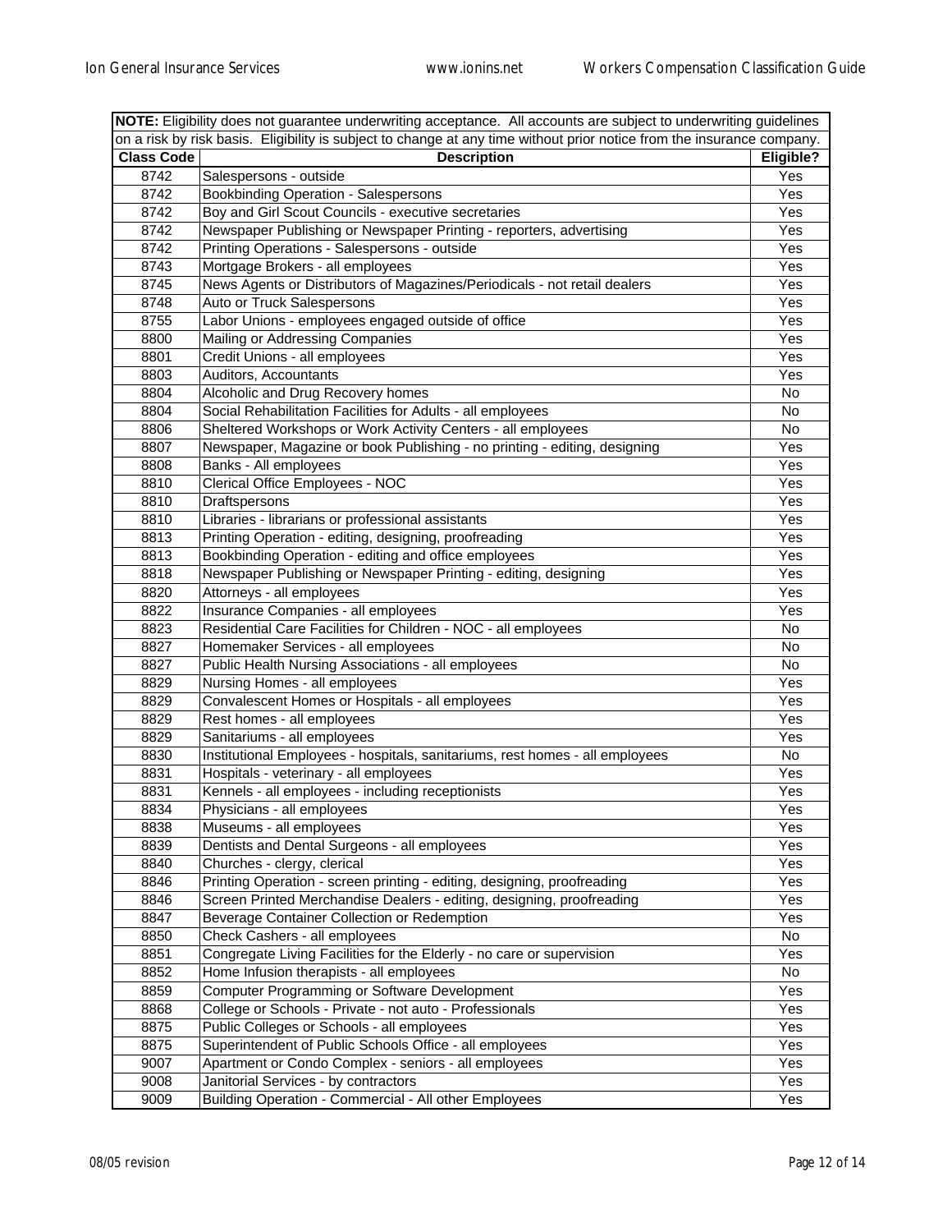**NOTE:** Eligibility does not guarantee underwriting acceptance. All accounts are subject to underwriting guidelines on a risk by risk basis. Eligibility is subject to change at any time without prior notice from the insurance company.

| Class Code | Description | Eligible? |
|---|---|---|
| 8742 | Salespersons - outside | Yes |
| 8742 | Bookbinding Operation - Salespersons | Yes |
| 8742 | Boy and Girl Scout Councils - executive secretaries | Yes |
| 8742 | Newspaper Publishing or Newspaper Printing - reporters, advertising | Yes |
| 8742 | Printing Operations - Salespersons - outside | Yes |
| 8743 | Mortgage Brokers - all employees | Yes |
| 8745 | News Agents or Distributors of Magazines/Periodicals - not retail dealers | Yes |
| 8748 | Auto or Truck Salespersons | Yes |
| 8755 | Labor Unions - employees engaged outside of office | Yes |
| 8800 | Mailing or Addressing Companies | Yes |
| 8801 | Credit Unions - all employees | Yes |
| 8803 | Auditors, Accountants | Yes |
| 8804 | Alcoholic and Drug Recovery homes | No |
| 8804 | Social Rehabilitation Facilities for Adults - all employees | No |
| 8806 | Sheltered Workshops or Work Activity Centers - all employees | No |
| 8807 | Newspaper, Magazine or book Publishing - no printing - editing, designing | Yes |
| 8808 | Banks - All employees | Yes |
| 8810 | Clerical Office Employees - NOC | Yes |
| 8810 | Draftspersons | Yes |
| 8810 | Libraries - librarians or professional assistants | Yes |
| 8813 | Printing Operation - editing, designing, proofreading | Yes |
| 8813 | Bookbinding Operation - editing and office employees | Yes |
| 8818 | Newspaper Publishing or Newspaper Printing - editing, designing | Yes |
| 8820 | Attorneys - all employees | Yes |
| 8822 | Insurance Companies - all employees | Yes |
| 8823 | Residential Care Facilities for Children - NOC - all employees | No |
| 8827 | Homemaker Services - all employees | No |
| 8827 | Public Health Nursing Associations - all employees | No |
| 8829 | Nursing Homes - all employees | Yes |
| 8829 | Convalescent Homes or Hospitals - all employees | Yes |
| 8829 | Rest homes - all employees | Yes |
| 8829 | Sanitariums - all employees | Yes |
| 8830 | Institutional Employees - hospitals, sanitariums, rest homes - all employees | No |
| 8831 | Hospitals - veterinary - all employees | Yes |
| 8831 | Kennels - all employees - including receptionists | Yes |
| 8834 | Physicians - all employees | Yes |
| 8838 | Museums - all employees | Yes |
| 8839 | Dentists and Dental Surgeons - all employees | Yes |
| 8840 | Churches - clergy, clerical | Yes |
| 8846 | Printing Operation - screen printing - editing, designing, proofreading | Yes |
| 8846 | Screen Printed Merchandise Dealers - editing, designing, proofreading | Yes |
| 8847 | Beverage Container Collection or Redemption | Yes |
| 8850 | Check Cashers - all employees | No |
| 8851 | Congregate Living Facilities for the Elderly - no care or supervision | Yes |
| 8852 | Home Infusion therapists - all employees | No |
| 8859 | Computer Programming or Software Development | Yes |
| 8868 | College or Schools - Private - not auto - Professionals | Yes |
| 8875 | Public Colleges or Schools - all employees | Yes |
| 8875 | Superintendent of Public Schools Office - all employees | Yes |
| 9007 | Apartment or Condo Complex - seniors - all employees | Yes |
| 9008 | Janitorial Services - by contractors | Yes |
| 9009 | Building Operation - Commercial - All other Employees | Yes |

08/05 revision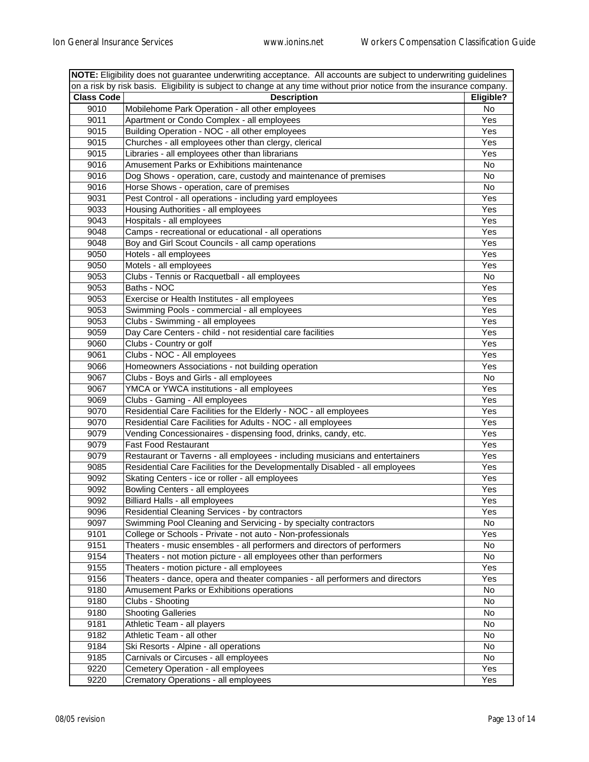| NOTE: Eligibility does not guarantee underwriting acceptance. All accounts are subject to underwriting guidelines on a risk by risk basis. Eligibility is subject to change at any time without prior notice from the insurance company. | | |
|---|---|---|
| **Class Code** | **Description** | **Eligible?** |
| 9010 | Mobilehome Park Operation - all other employees | No |
| 9011 | Apartment or Condo Complex - all employees | Yes |
| 9015 | Building Operation - NOC - all other employees | Yes |
| 9015 | Churches - all employees other than clergy, clerical | Yes |
| 9015 | Libraries - all employees other than librarians | Yes |
| 9016 | Amusement Parks or Exhibitions maintenance | No |
| 9016 | Dog Shows - operation, care, custody and maintenance of premises | No |
| 9016 | Horse Shows - operation, care of premises | No |
| 9031 | Pest Control - all operations - including yard employees | Yes |
| 9033 | Housing Authorities - all employees | Yes |
| 9043 | Hospitals - all employees | Yes |
| 9048 | Camps - recreational or educational - all operations | Yes |
| 9048 | Boy and Girl Scout Councils - all camp operations | Yes |
| 9050 | Hotels - all employees | Yes |
| 9050 | Motels - all employees | Yes |
| 9053 | Clubs - Tennis or Racquetball - all employees | No |
| 9053 | Baths - NOC | Yes |
| 9053 | Exercise or Health Institutes - all employees | Yes |
| 9053 | Swimming Pools - commercial - all employees | Yes |
| 9053 | Clubs - Swimming - all employees | Yes |
| 9059 | Day Care Centers - child - not residential care facilities | Yes |
| 9060 | Clubs - Country or golf | Yes |
| 9061 | Clubs - NOC - All employees | Yes |
| 9066 | Homeowners Associations - not building operation | Yes |
| 9067 | Clubs - Boys and Girls - all employees | No |
| 9067 | YMCA or YWCA institutions - all employees | Yes |
| 9069 | Clubs - Gaming - All employees | Yes |
| 9070 | Residential Care Facilities for the Elderly - NOC - all employees | Yes |
| 9070 | Residential Care Facilities for Adults - NOC - all employees | Yes |
| 9079 | Vending Concessionaires - dispensing food, drinks, candy, etc. | Yes |
| 9079 | Fast Food Restaurant | Yes |
| 9079 | Restaurant or Taverns - all employees - including musicians and entertainers | Yes |
| 9085 | Residential Care Facilities for the Developmentally Disabled - all employees | Yes |
| 9092 | Skating Centers - ice or roller - all employees | Yes |
| 9092 | Bowling Centers - all employees | Yes |
| 9092 | Billiard Halls - all employees | Yes |
| 9096 | Residential Cleaning Services - by contractors | Yes |
| 9097 | Swimming Pool Cleaning and Servicing - by specialty contractors | No |
| 9101 | College or Schools - Private - not auto - Non-professionals | Yes |
| 9151 | Theaters - music ensembles - all performers and directors of performers | No |
| 9154 | Theaters - not motion picture - all employees other than performers | No |
| 9155 | Theaters - motion picture - all employees | Yes |
| 9156 | Theaters - dance, opera and theater companies - all performers and directors | Yes |
| 9180 | Amusement Parks or Exhibitions operations | No |
| 9180 | Clubs - Shooting | No |
| 9180 | Shooting Galleries | No |
| 9181 | Athletic Team - all players | No |
| 9182 | Athletic Team - all other | No |
| 9184 | Ski Resorts - Alpine - all operations | No |
| 9185 | Carnivals or Circuses - all employees | No |
| 9220 | Cemetery Operation - all employees | Yes |
| 9220 | Crematory Operations - all employees | Yes |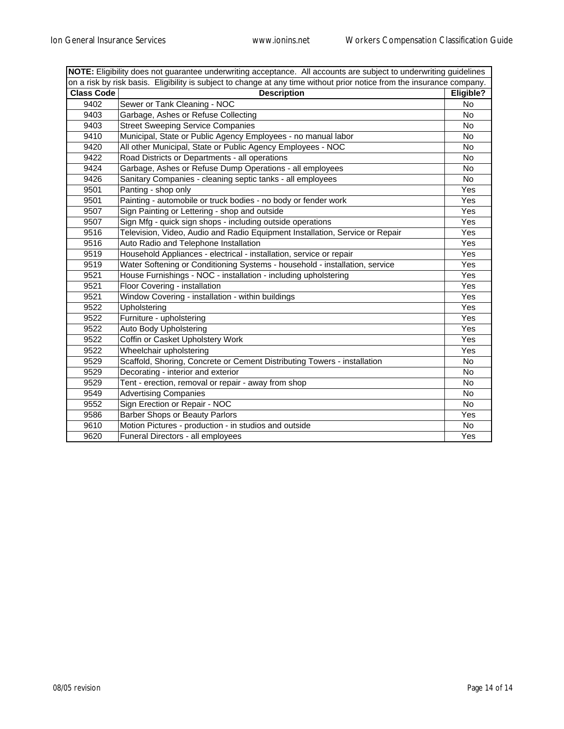**NOTE:** Eligibility does not guarantee underwriting acceptance. All accounts are subject to underwriting guidelines on a risk by risk basis. Eligibility is subject to change at any time without prior notice from the insurance company.

| Class Code | Description | Eligible? |
|---|---|---|
| 9402 | Sewer or Tank Cleaning - NOC | No |
| 9403 | Garbage, Ashes or Refuse Collecting | No |
| 9403 | Street Sweeping Service Companies | No |
| 9410 | Municipal, State or Public Agency Employees - no manual labor | No |
| 9420 | All other Municipal, State or Public Agency Employees - NOC | No |
| 9422 | Road Districts or Departments - all operations | No |
| 9424 | Garbage, Ashes or Refuse Dump Operations - all employees | No |
| 9426 | Sanitary Companies - cleaning septic tanks - all employees | No |
| 9501 | Panting - shop only | Yes |
| 9501 | Painting - automobile or truck bodies - no body or fender work | Yes |
| 9507 | Sign Painting or Lettering - shop and outside | Yes |
| 9507 | Sign Mfg - quick sign shops - including outside operations | Yes |
| 9516 | Television, Video, Audio and Radio Equipment Installation, Service or Repair | Yes |
| 9516 | Auto Radio and Telephone Installation | Yes |
| 9519 | Household Appliances - electrical - installation, service or repair | Yes |
| 9519 | Water Softening or Conditioning Systems - household - installation, service | Yes |
| 9521 | House Furnishings - NOC - installation - including upholstering | Yes |
| 9521 | Floor Covering - installation | Yes |
| 9521 | Window Covering - installation - within buildings | Yes |
| 9522 | Upholstering | Yes |
| 9522 | Furniture - upholstering | Yes |
| 9522 | Auto Body Upholstering | Yes |
| 9522 | Coffin or Casket Upholstery Work | Yes |
| 9522 | Wheelchair upholstering | Yes |
| 9529 | Scaffold, Shoring, Concrete or Cement Distributing Towers - installation | No |
| 9529 | Decorating - interior and exterior | No |
| 9529 | Tent - erection, removal or repair - away from shop | No |
| 9549 | Advertising Companies | No |
| 9552 | Sign Erection or Repair - NOC | No |
| 9586 | Barber Shops or Beauty Parlors | Yes |
| 9610 | Motion Pictures - production - in studios and outside | No |
| 9620 | Funeral Directors - all employees | Yes |

08/05 revision